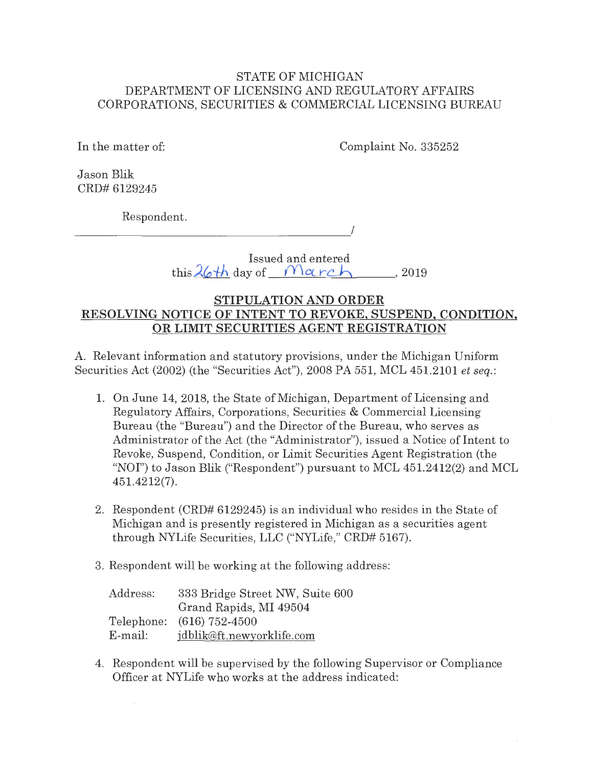STATE OF MICHIGAN
DEPARTMENT OF LICENSING AND REGULATORY AFFAIRS
CORPORATIONS, SECURITIES & COMMERCIAL LICENSING BUREAU

In the matter of: Complaint No. 335252

Jason Blik
CRD# 6129245

Respondent.
______________________________________/

Issued and entered
this 26th day of March, 2019

## STIPULATION AND ORDER
## RESOLVING NOTICE OF INTENT TO REVOKE, SUSPEND, CONDITION, OR LIMIT SECURITIES AGENT REGISTRATION

A. Relevant information and statutory provisions, under the Michigan Uniform Securities Act (2002) (the "Securities Act"), 2008 PA 551, MCL 451.2101 *et seq.*:

1. On June 14, 2018, the State of Michigan, Department of Licensing and Regulatory Affairs, Corporations, Securities & Commercial Licensing Bureau (the "Bureau") and the Director of the Bureau, who serves as Administrator of the Act (the "Administrator"), issued a Notice of Intent to Revoke, Suspend, Condition, or Limit Securities Agent Registration (the "NOI") to Jason Blik ("Respondent") pursuant to MCL 451.2412(2) and MCL 451.4212(7).

2. Respondent (CRD# 6129245) is an individual who resides in the State of Michigan and is presently registered in Michigan as a securities agent through NYLife Securities, LLC ("NYLife," CRD# 5167).

3. Respondent will be working at the following address:

   Address: 333 Bridge Street NW, Suite 600
   Grand Rapids, MI 49504
   Telephone: (616) 752-4500
   E-mail: jdblik@ft.newyorklife.com

4. Respondent will be supervised by the following Supervisor or Compliance Officer at NYLife who works at the address indicated: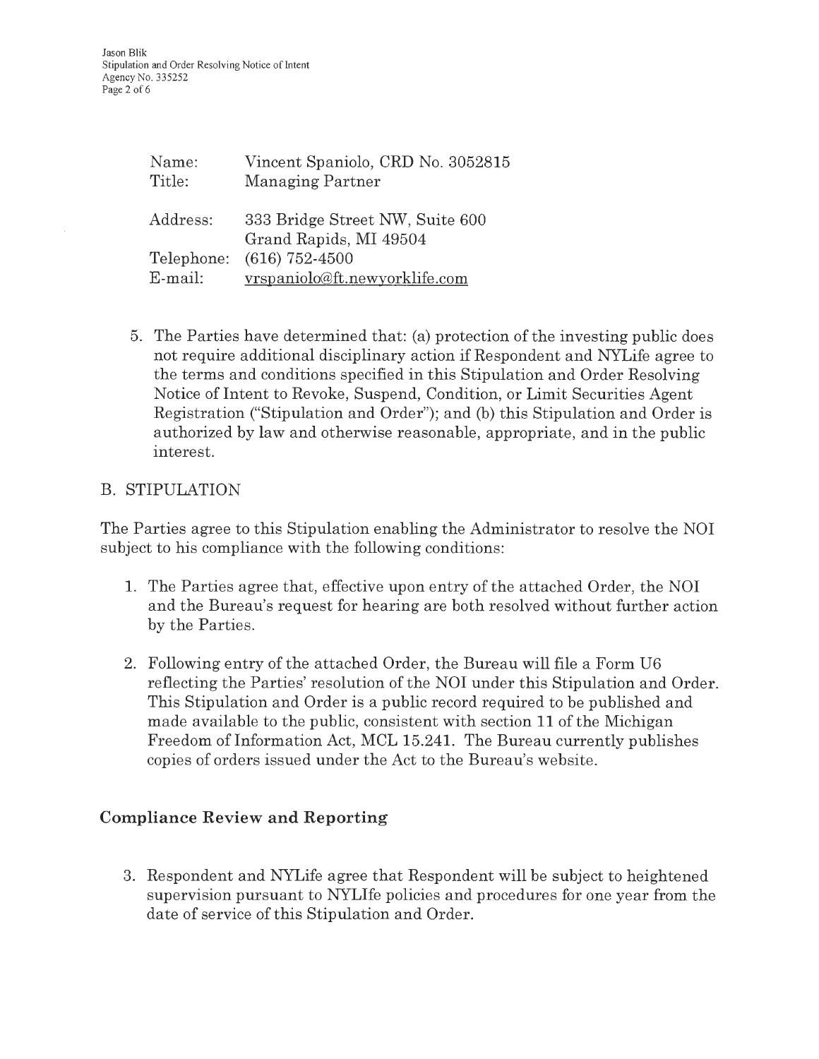| Name: | Vincent Spaniolo, CRD No. 3052815 |
|---|---|
| Title: | Managing Partner |
| Address: | 333 Bridge Street NW, Suite 600<br>Grand Rapids, MI 49504 |
| Telephone: | (616) 752-4500 |
| E-mail: | vrspaniolo@ft.newyorklife.com |

5. The Parties have determined that: (a) protection of the investing public does not require additional disciplinary action if Respondent and NYLife agree to the terms and conditions specified in this Stipulation and Order Resolving Notice of Intent to Revoke, Suspend, Condition, or Limit Securities Agent Registration ("Stipulation and Order"); and (b) this Stipulation and Order is authorized by law and otherwise reasonable, appropriate, and in the public interest.

## B. STIPULATION

The Parties agree to this Stipulation enabling the Administrator to resolve the NOI subject to his compliance with the following conditions:

1. The Parties agree that, effective upon entry of the attached Order, the NOI and the Bureau's request for hearing are both resolved without further action by the Parties.

2. Following entry of the attached Order, the Bureau will file a Form U6 reflecting the Parties' resolution of the NOI under this Stipulation and Order. This Stipulation and Order is a public record required to be published and made available to the public, consistent with section 11 of the Michigan Freedom of Information Act, MCL 15.241. The Bureau currently publishes copies of orders issued under the Act to the Bureau's website.

### Compliance Review and Reporting

3. Respondent and NYLife agree that Respondent will be subject to heightened supervision pursuant to NYLIfe policies and procedures for one year from the date of service of this Stipulation and Order.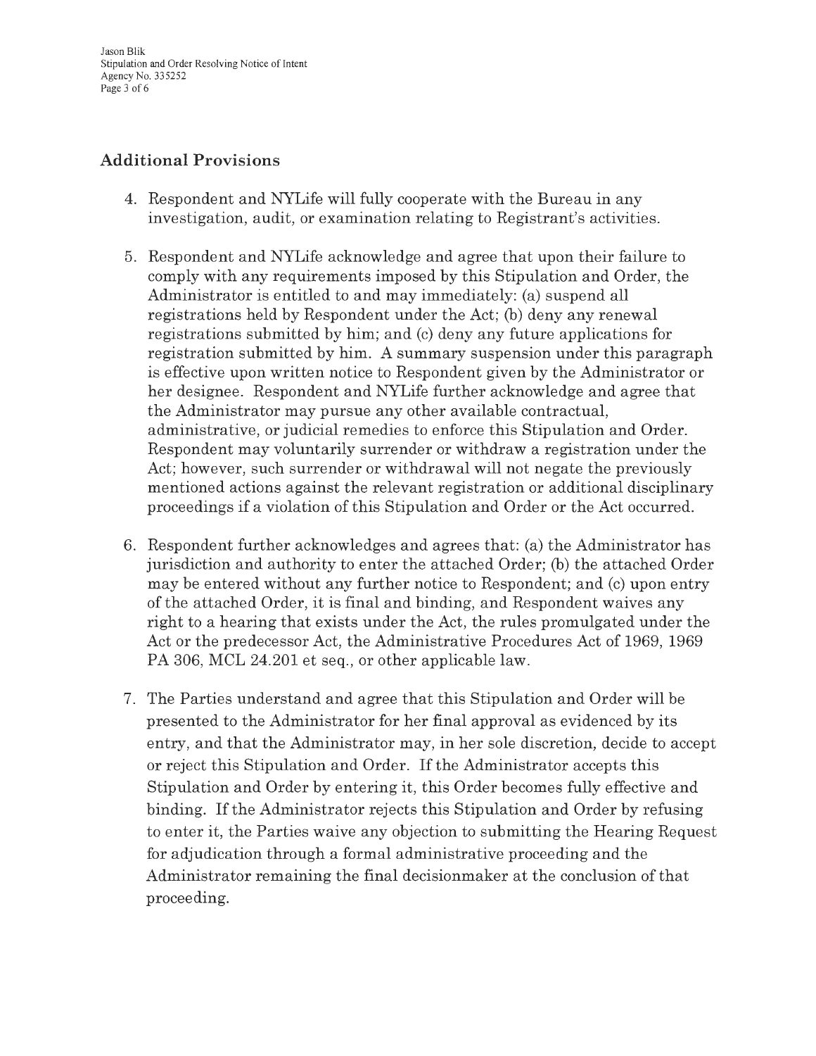## Additional Provisions

4. Respondent and NYLife will fully cooperate with the Bureau in any investigation, audit, or examination relating to Registrant's activities.

5. Respondent and NYLife acknowledge and agree that upon their failure to comply with any requirements imposed by this Stipulation and Order, the Administrator is entitled to and may immediately: (a) suspend all registrations held by Respondent under the Act; (b) deny any renewal registrations submitted by him; and (c) deny any future applications for registration submitted by him. A summary suspension under this paragraph is effective upon written notice to Respondent given by the Administrator or her designee. Respondent and NYLife further acknowledge and agree that the Administrator may pursue any other available contractual, administrative, or judicial remedies to enforce this Stipulation and Order. Respondent may voluntarily surrender or withdraw a registration under the Act; however, such surrender or withdrawal will not negate the previously mentioned actions against the relevant registration or additional disciplinary proceedings if a violation of this Stipulation and Order or the Act occurred.

6. Respondent further acknowledges and agrees that: (a) the Administrator has jurisdiction and authority to enter the attached Order; (b) the attached Order may be entered without any further notice to Respondent; and (c) upon entry of the attached Order, it is final and binding, and Respondent waives any right to a hearing that exists under the Act, the rules promulgated under the Act or the predecessor Act, the Administrative Procedures Act of 1969, 1969 PA 306, MCL 24.201 et seq., or other applicable law.

7. The Parties understand and agree that this Stipulation and Order will be presented to the Administrator for her final approval as evidenced by its entry, and that the Administrator may, in her sole discretion, decide to accept or reject this Stipulation and Order. If the Administrator accepts this Stipulation and Order by entering it, this Order becomes fully effective and binding. If the Administrator rejects this Stipulation and Order by refusing to enter it, the Parties waive any objection to submitting the Hearing Request for adjudication through a formal administrative proceeding and the Administrator remaining the final decisionmaker at the conclusion of that proceeding.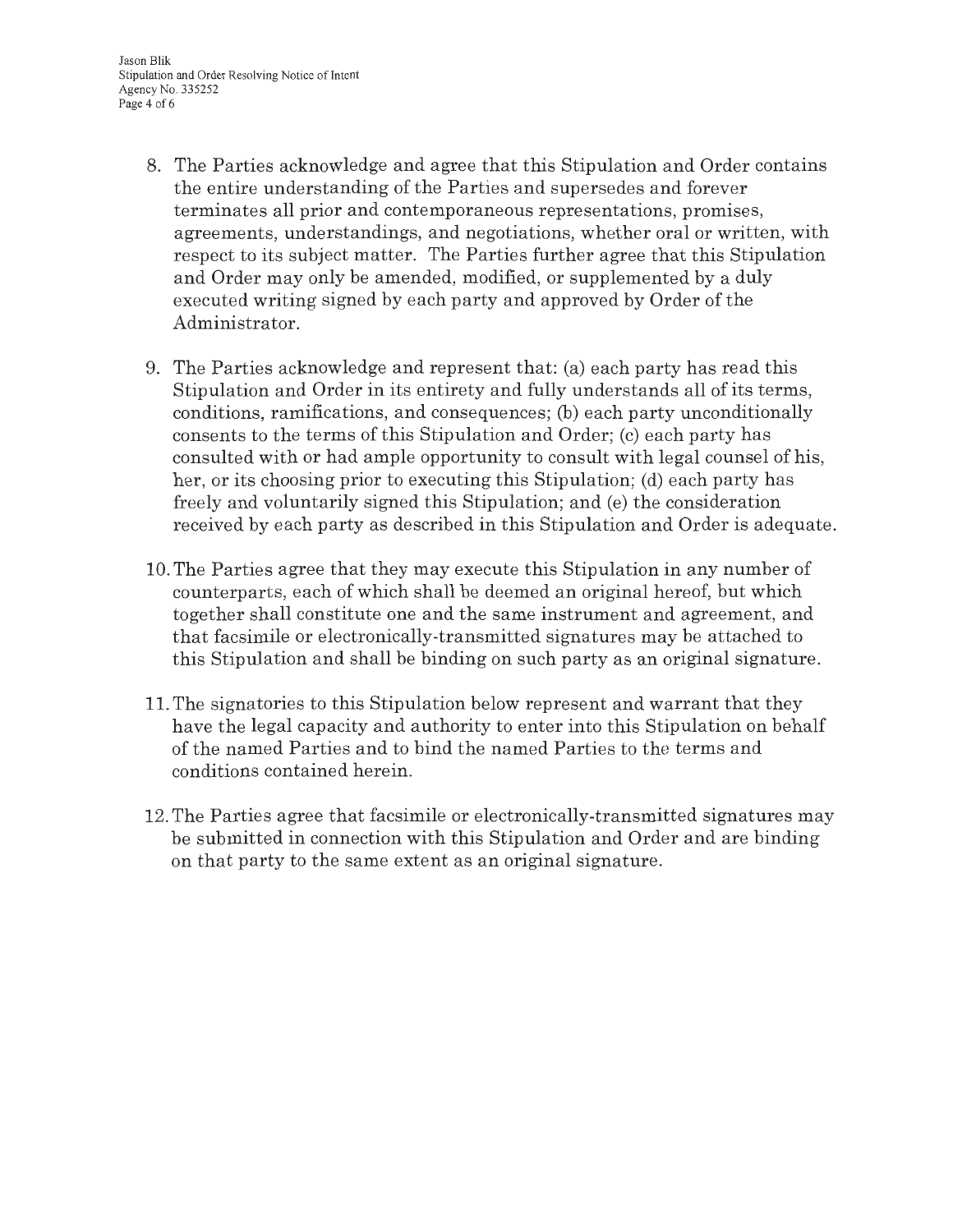8. The Parties acknowledge and agree that this Stipulation and Order contains the entire understanding of the Parties and supersedes and forever terminates all prior and contemporaneous representations, promises, agreements, understandings, and negotiations, whether oral or written, with respect to its subject matter. The Parties further agree that this Stipulation and Order may only be amended, modified, or supplemented by a duly executed writing signed by each party and approved by Order of the Administrator.

9. The Parties acknowledge and represent that: (a) each party has read this Stipulation and Order in its entirety and fully understands all of its terms, conditions, ramifications, and consequences; (b) each party unconditionally consents to the terms of this Stipulation and Order; (c) each party has consulted with or had ample opportunity to consult with legal counsel of his, her, or its choosing prior to executing this Stipulation; (d) each party has freely and voluntarily signed this Stipulation; and (e) the consideration received by each party as described in this Stipulation and Order is adequate.

10. The Parties agree that they may execute this Stipulation in any number of counterparts, each of which shall be deemed an original hereof, but which together shall constitute one and the same instrument and agreement, and that facsimile or electronically-transmitted signatures may be attached to this Stipulation and shall be binding on such party as an original signature.

11. The signatories to this Stipulation below represent and warrant that they have the legal capacity and authority to enter into this Stipulation on behalf of the named Parties and to bind the named Parties to the terms and conditions contained herein.

12. The Parties agree that facsimile or electronically-transmitted signatures may be submitted in connection with this Stipulation and Order and are binding on that party to the same extent as an original signature.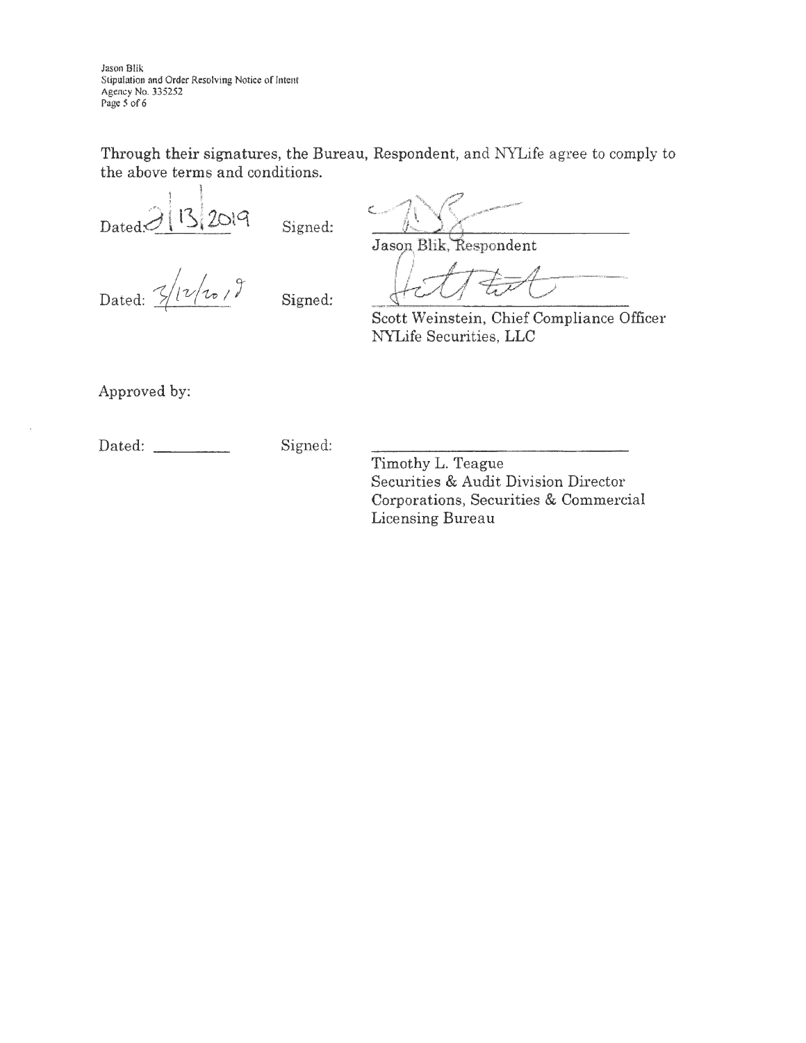Through their signatures, the Bureau, Respondent, and NYLife agree to comply to the above terms and conditions.

Dated: 3 | 13 | 2019 Signed: ______________________

Jason Blik, Respondent

Dated: 3/12/2019 Signed: ______________________

Scott Weinstein, Chief Compliance Officer
NYLife Securities, LLC

Approved by:

Dated: ________ Signed: ______________________

Timothy L. Teague
Securities & Audit Division Director
Corporations, Securities & Commercial Licensing Bureau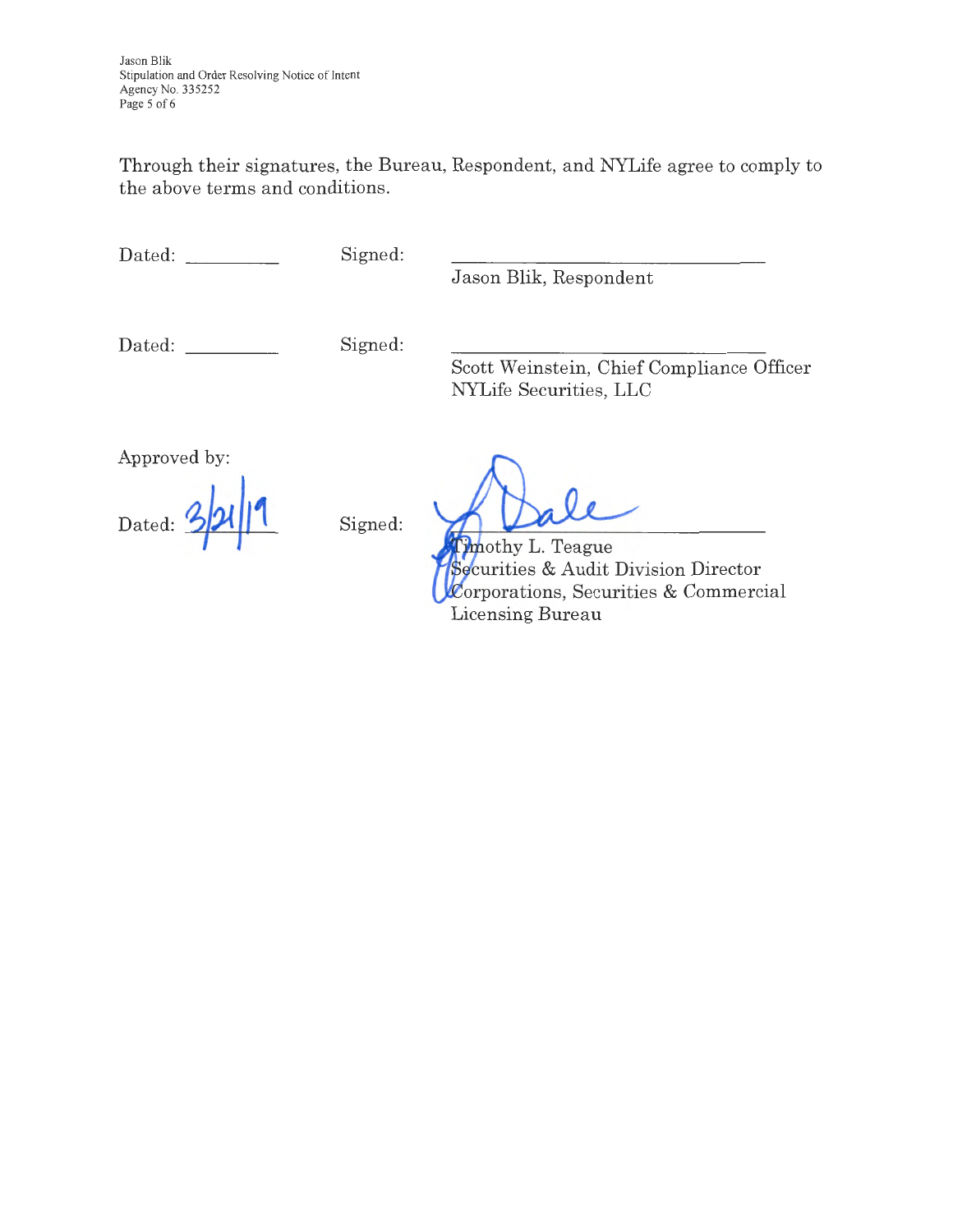Through their signatures, the Bureau, Respondent, and NYLife agree to comply to the above terms and conditions.

Dated: __________ Signed: ______________________________

Jason Blik, Respondent

Dated: __________ Signed: ______________________________

Scott Weinstein, Chief Compliance Officer
NYLife Securities, LLC

Approved by:

Dated: 3/21/19 Signed: ______________________________

Timothy L. Teague
Securities & Audit Division Director
Corporations, Securities & Commercial Licensing Bureau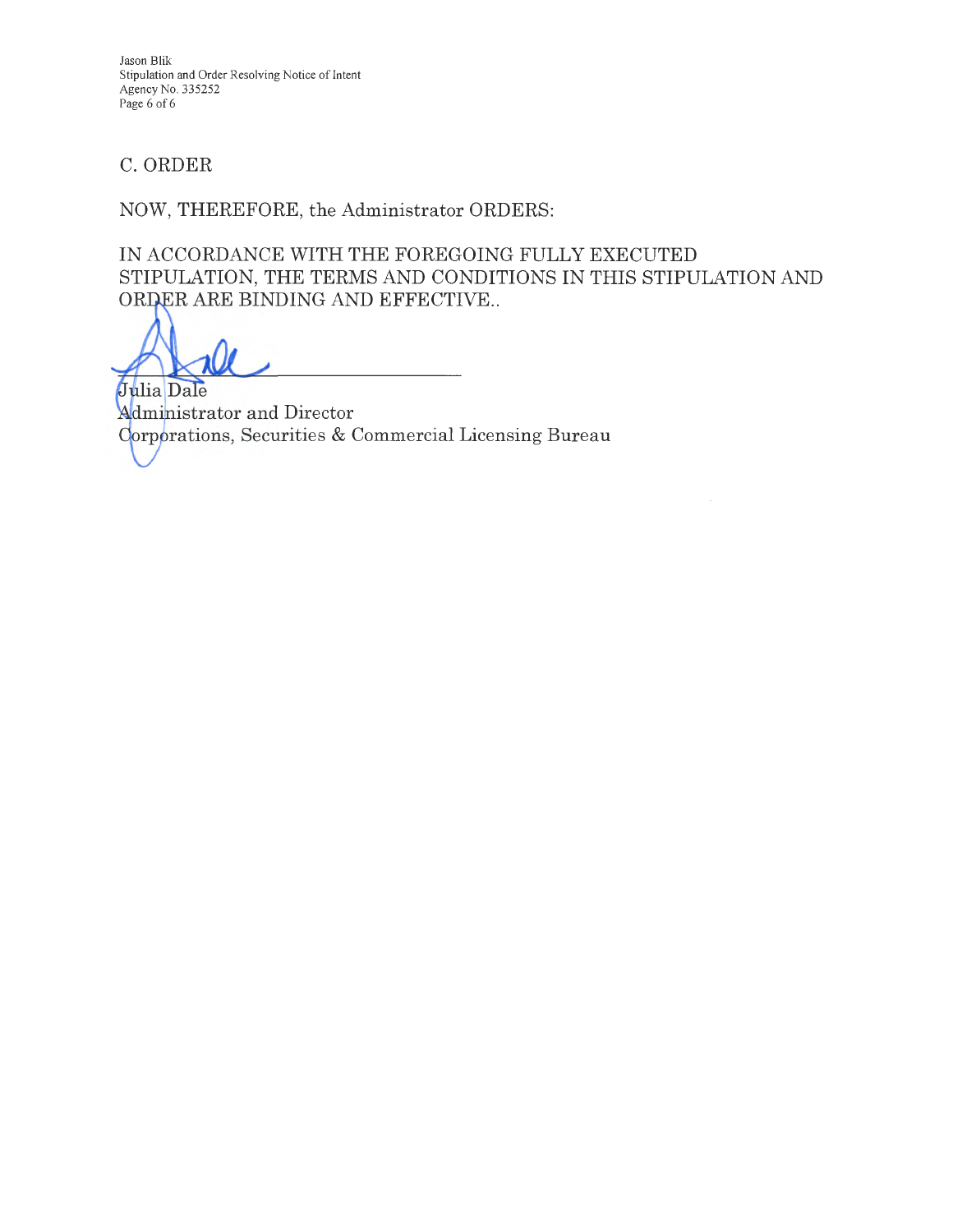## C. ORDER

NOW, THEREFORE, the Administrator ORDERS:

IN ACCORDANCE WITH THE FOREGOING FULLY EXECUTED STIPULATION, THE TERMS AND CONDITIONS IN THIS STIPULATION AND ORDER ARE BINDING AND EFFECTIVE..

\_\_\_\_\_\_\_\_\_\_\_\_\_\_\_\_\_\_\_\_\_\_\_\_\_\_\_\_\_\_

Julia Dale
Administrator and Director
Corporations, Securities & Commercial Licensing Bureau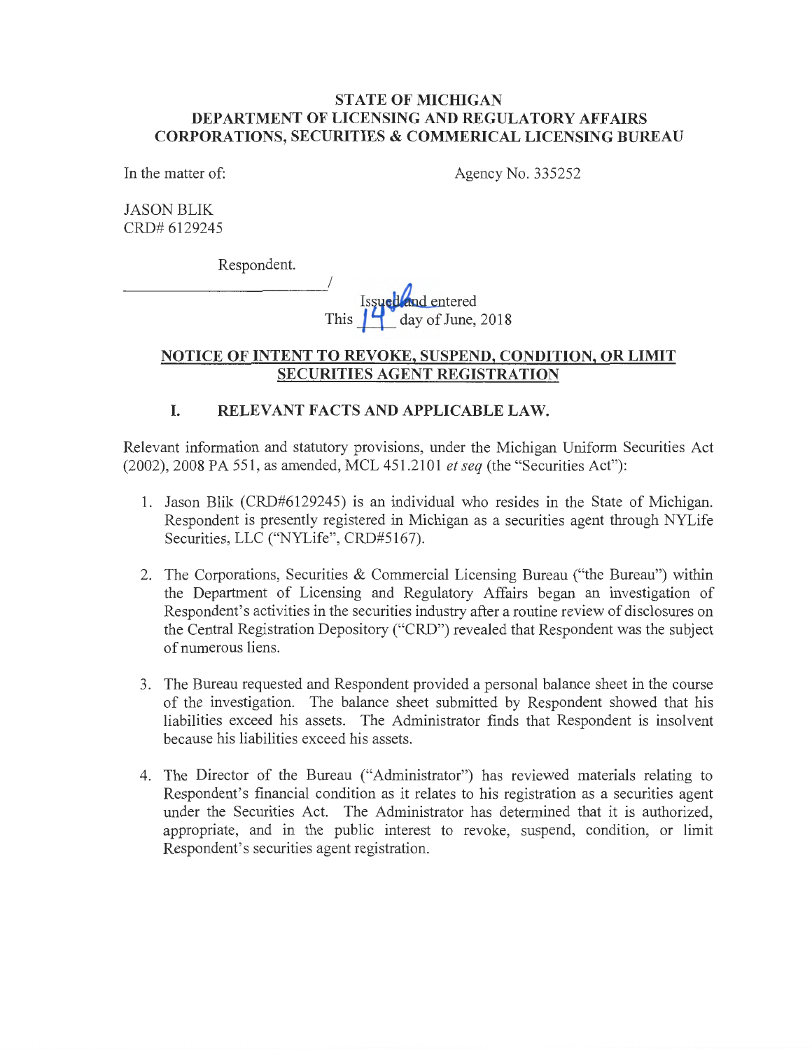**STATE OF MICHIGAN**
**DEPARTMENT OF LICENSING AND REGULATORY AFFAIRS**
**CORPORATIONS, SECURITIES & COMMERICAL LICENSING BUREAU**

In the matter of: Agency No. 335252

JASON BLIK
CRD# 6129245

Respondent.
______________________________/

Issued and entered
This 14 day of June, 2018

## NOTICE OF INTENT TO REVOKE, SUSPEND, CONDITION, OR LIMIT SECURITIES AGENT REGISTRATION

### I. RELEVANT FACTS AND APPLICABLE LAW.

Relevant information and statutory provisions, under the Michigan Uniform Securities Act (2002), 2008 PA 551, as amended, MCL 451.2101 *et seq* (the "Securities Act"):

1. Jason Blik (CRD#6129245) is an individual who resides in the State of Michigan. Respondent is presently registered in Michigan as a securities agent through NYLife Securities, LLC ("NYLife", CRD#5167).

2. The Corporations, Securities & Commercial Licensing Bureau ("the Bureau") within the Department of Licensing and Regulatory Affairs began an investigation of Respondent's activities in the securities industry after a routine review of disclosures on the Central Registration Depository ("CRD") revealed that Respondent was the subject of numerous liens.

3. The Bureau requested and Respondent provided a personal balance sheet in the course of the investigation. The balance sheet submitted by Respondent showed that his liabilities exceed his assets. The Administrator finds that Respondent is insolvent because his liabilities exceed his assets.

4. The Director of the Bureau ("Administrator") has reviewed materials relating to Respondent's financial condition as it relates to his registration as a securities agent under the Securities Act. The Administrator has determined that it is authorized, appropriate, and in the public interest to revoke, suspend, condition, or limit Respondent's securities agent registration.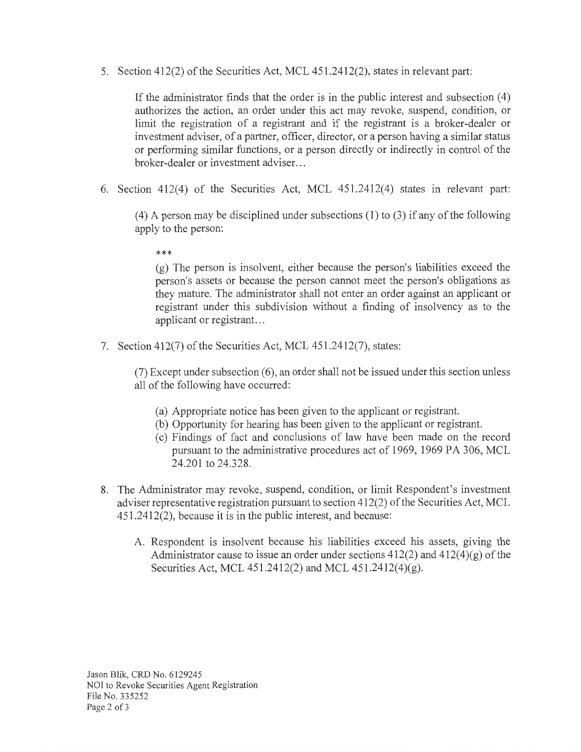5. Section 412(2) of the Securities Act, MCL 451.2412(2), states in relevant part:

   > If the administrator finds that the order is in the public interest and subsection (4) authorizes the action, an order under this act may revoke, suspend, condition, or limit the registration of a registrant and if the registrant is a broker-dealer or investment adviser, of a partner, officer, director, or a person having a similar status or performing similar functions, or a person directly or indirectly in control of the broker-dealer or investment adviser...

6. Section 412(4) of the Securities Act, MCL 451.2412(4) states in relevant part:

   > (4) A person may be disciplined under subsections (1) to (3) if any of the following apply to the person:
   >
   > ***
   >
   > (g) The person is insolvent, either because the person's liabilities exceed the person's assets or because the person cannot meet the person's obligations as they mature. The administrator shall not enter an order against an applicant or registrant under this subdivision without a finding of insolvency as to the applicant or registrant...

7. Section 412(7) of the Securities Act, MCL 451.2412(7), states:

   > (7) Except under subsection (6), an order shall not be issued under this section unless all of the following have occurred:
   >
   > (a) Appropriate notice has been given to the applicant or registrant.
   > (b) Opportunity for hearing has been given to the applicant or registrant.
   > (c) Findings of fact and conclusions of law have been made on the record pursuant to the administrative procedures act of 1969, 1969 PA 306, MCL 24.201 to 24.328.

8. The Administrator may revoke, suspend, condition, or limit Respondent's investment adviser representative registration pursuant to section 412(2) of the Securities Act, MCL 451.2412(2), because it is in the public interest, and because:

   A. Respondent is insolvent because his liabilities exceed his assets, giving the Administrator cause to issue an order under sections 412(2) and 412(4)(g) of the Securities Act, MCL 451.2412(2) and MCL 451.2412(4)(g).

Jason Blik, CRD No. 6129245
NOI to Revoke Securities Agent Registration
File No. 335252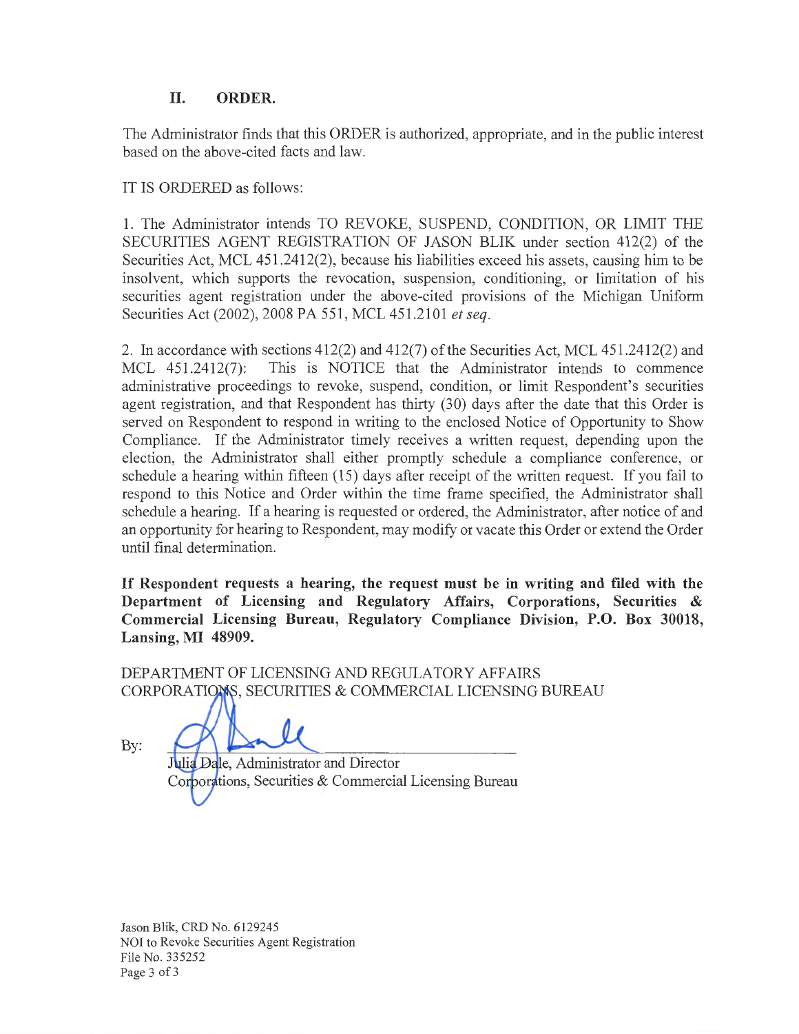## II. ORDER.

The Administrator finds that this ORDER is authorized, appropriate, and in the public interest based on the above-cited facts and law.

IT IS ORDERED as follows:

1. The Administrator intends TO REVOKE, SUSPEND, CONDITION, OR LIMIT THE SECURITIES AGENT REGISTRATION OF JASON BLIK under section 412(2) of the Securities Act, MCL 451.2412(2), because his liabilities exceed his assets, causing him to be insolvent, which supports the revocation, suspension, conditioning, or limitation of his securities agent registration under the above-cited provisions of the Michigan Uniform Securities Act (2002), 2008 PA 551, MCL 451.2101 *et seq*.

2. In accordance with sections 412(2) and 412(7) of the Securities Act, MCL 451.2412(2) and MCL 451.2412(7): This is NOTICE that the Administrator intends to commence administrative proceedings to revoke, suspend, condition, or limit Respondent's securities agent registration, and that Respondent has thirty (30) days after the date that this Order is served on Respondent to respond in writing to the enclosed Notice of Opportunity to Show Compliance. If the Administrator timely receives a written request, depending upon the election, the Administrator shall either promptly schedule a compliance conference, or schedule a hearing within fifteen (15) days after receipt of the written request. If you fail to respond to this Notice and Order within the time frame specified, the Administrator shall schedule a hearing. If a hearing is requested or ordered, the Administrator, after notice of and an opportunity for hearing to Respondent, may modify or vacate this Order or extend the Order until final determination.

**If Respondent requests a hearing, the request must be in writing and filed with the Department of Licensing and Regulatory Affairs, Corporations, Securities & Commercial Licensing Bureau, Regulatory Compliance Division, P.O. Box 30018, Lansing, MI 48909.**

DEPARTMENT OF LICENSING AND REGULATORY AFFAIRS
CORPORATIONS, SECURITIES & COMMERCIAL LICENSING BUREAU

By: ______________________________
Julia Dale, Administrator and Director
Corporations, Securities & Commercial Licensing Bureau

Jason Blik, CRD No. 6129245
NOI to Revoke Securities Agent Registration
File No. 335252